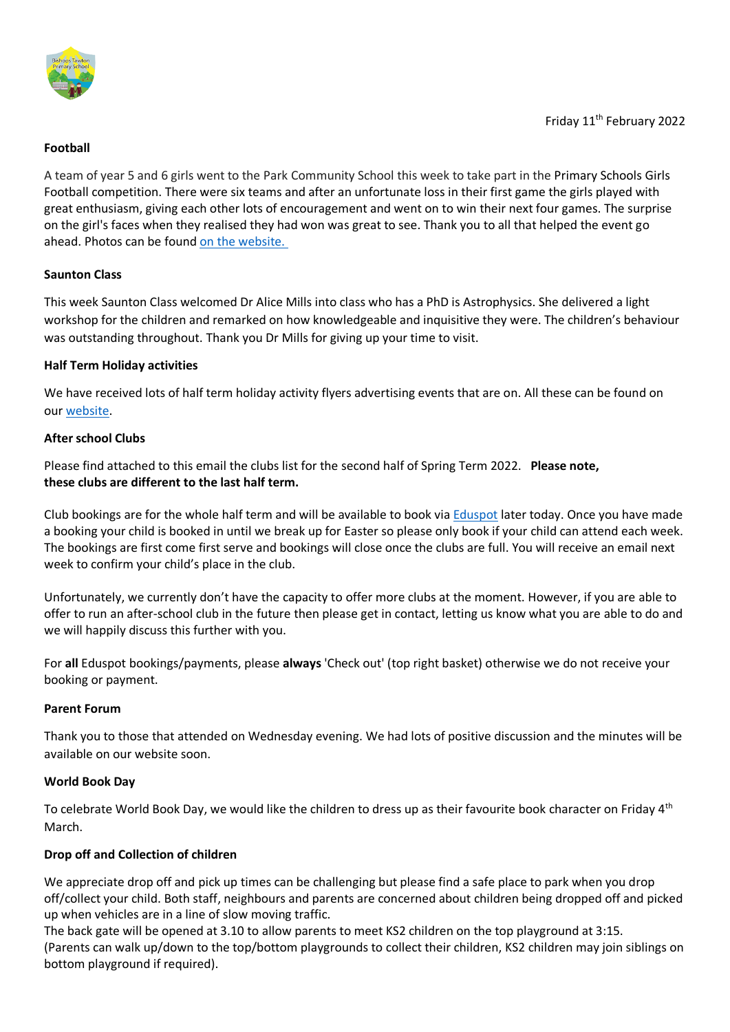Friday 11th February 2022

**Football**

A team of year 5 and 6 girls went to the Park Community School this week to take part in the Primary Schools Girls Football competition. There were six teams and after an unfortunate loss in their first game the girls played with great enthusiasm, giving each other lots of encouragement and went on to win their next four games. The surprise on the girl's faces when they realised they had won was great to see. Thank you to all that helped the event go ahead. Photos can be found on the website.

**Saunton Class**

This week Saunton Class welcomed Dr Alice Mills into class who has a PhD is Astrophysics. She delivered a light workshop for the children and remarked on how knowledgeable and inquisitive they were. The children's behaviour was outstanding throughout. Thank you Dr Mills for giving up your time to visit.

**Half Term Holiday activities**

We have received lots of half term holiday activity flyers advertising events that are on. All these can be found on our website.

**After school Clubs**

Please find attached to this email the clubs list for the second half of Spring Term 2022. **Please note, these clubs are different to the last half term.**

Club bookings are for the whole half term and will be available to book via Eduspot later today. Once you have made a booking your child is booked in until we break up for Easter so please only book if your child can attend each week. The bookings are first come first serve and bookings will close once the clubs are full. You will receive an email next week to confirm your child's place in the club.

Unfortunately, we currently don't have the capacity to offer more clubs at the moment. However, if you are able to offer to run an after-school club in the future then please get in contact, letting us know what you are able to do and we will happily discuss this further with you.

For **all** Eduspot bookings/payments, please **always** 'Check out' (top right basket) otherwise we do not receive your booking or payment.

**Parent Forum**

Thank you to those that attended on Wednesday evening. We had lots of positive discussion and the minutes will be available on our website soon.

**World Book Day**

To celebrate World Book Day, we would like the children to dress up as their favourite book character on Friday 4th March.

**Drop off and Collection of children**

We appreciate drop off and pick up times can be challenging but please find a safe place to park when you drop off/collect your child. Both staff, neighbours and parents are concerned about children being dropped off and picked up when vehicles are in a line of slow moving traffic.

The back gate will be opened at 3.10 to allow parents to meet KS2 children on the top playground at 3:15. (Parents can walk up/down to the top/bottom playgrounds to collect their children, KS2 children may join siblings on bottom playground if required).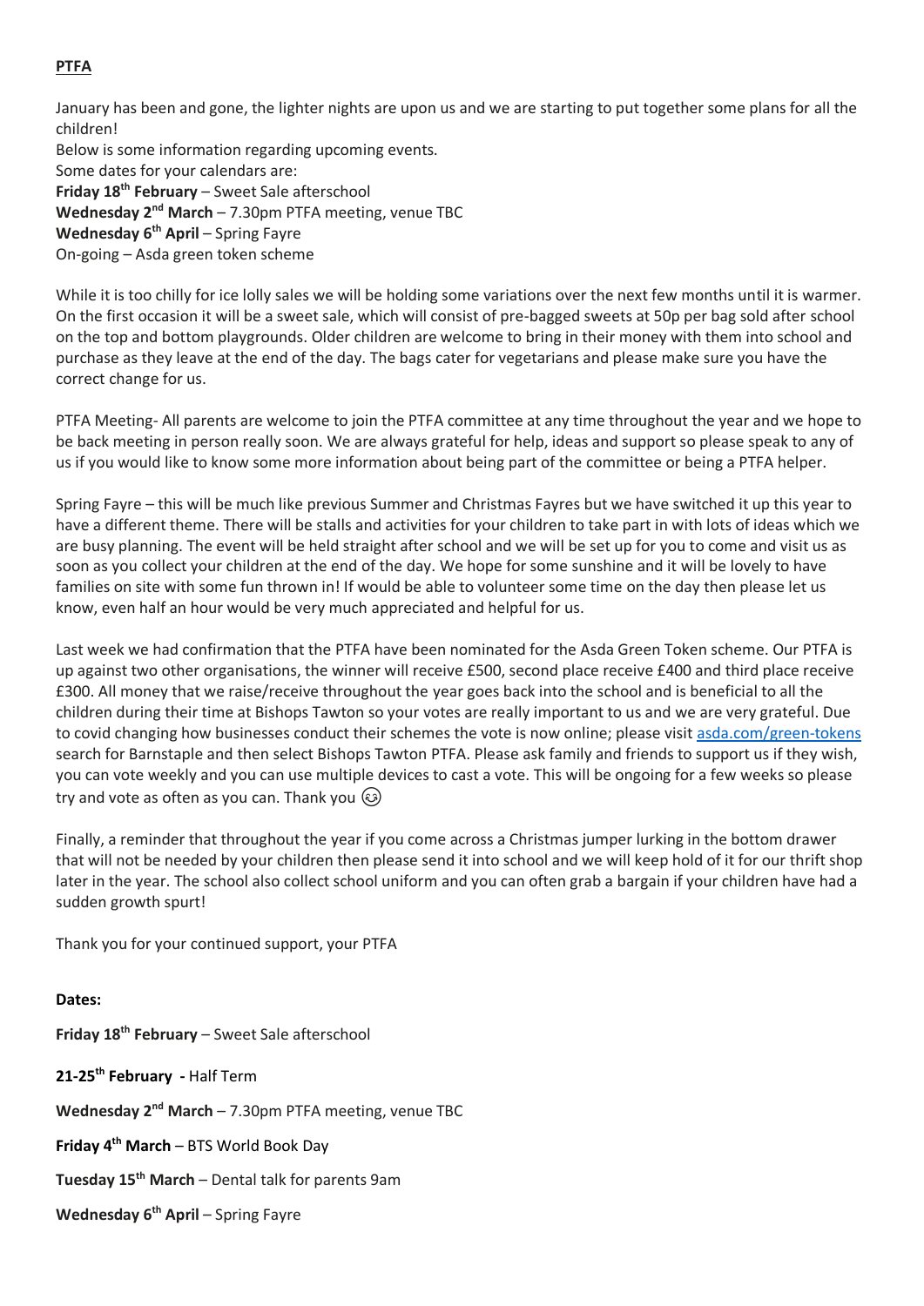**PTFA**

January has been and gone, the lighter nights are upon us and we are starting to put together some plans for all the children!
Below is some information regarding upcoming events.
Some dates for your calendars are:
**Friday 18th February** – Sweet Sale afterschool
**Wednesday 2nd March** – 7.30pm PTFA meeting, venue TBC
**Wednesday 6th April** – Spring Fayre
On-going – Asda green token scheme

While it is too chilly for ice lolly sales we will be holding some variations over the next few months until it is warmer. On the first occasion it will be a sweet sale, which will consist of pre-bagged sweets at 50p per bag sold after school on the top and bottom playgrounds. Older children are welcome to bring in their money with them into school and purchase as they leave at the end of the day. The bags cater for vegetarians and please make sure you have the correct change for us.

PTFA Meeting- All parents are welcome to join the PTFA committee at any time throughout the year and we hope to be back meeting in person really soon. We are always grateful for help, ideas and support so please speak to any of us if you would like to know some more information about being part of the committee or being a PTFA helper.

Spring Fayre – this will be much like previous Summer and Christmas Fayres but we have switched it up this year to have a different theme. There will be stalls and activities for your children to take part in with lots of ideas which we are busy planning. The event will be held straight after school and we will be set up for you to come and visit us as soon as you collect your children at the end of the day. We hope for some sunshine and it will be lovely to have families on site with some fun thrown in! If would be able to volunteer some time on the day then please let us know, even half an hour would be very much appreciated and helpful for us.

Last week we had confirmation that the PTFA have been nominated for the Asda Green Token scheme. Our PTFA is up against two other organisations, the winner will receive £500, second place receive £400 and third place receive £300. All money that we raise/receive throughout the year goes back into the school and is beneficial to all the children during their time at Bishops Tawton so your votes are really important to us and we are very grateful. Due to covid changing how businesses conduct their schemes the vote is now online; please visit [asda.com/green-tokens](asda.com/green-tokens) search for Barnstaple and then select Bishops Tawton PTFA. Please ask family and friends to support us if they wish, you can vote weekly and you can use multiple devices to cast a vote. This will be ongoing for a few weeks so please try and vote as often as you can. Thank you 😉

Finally, a reminder that throughout the year if you come across a Christmas jumper lurking in the bottom drawer that will not be needed by your children then please send it into school and we will keep hold of it for our thrift shop later in the year. The school also collect school uniform and you can often grab a bargain if your children have had a sudden growth spurt!

Thank you for your continued support, your PTFA

**Dates:**

**Friday 18th February** – Sweet Sale afterschool

**21-25th February -** Half Term

**Wednesday 2nd March** – 7.30pm PTFA meeting, venue TBC

**Friday 4th March** – BTS World Book Day

**Tuesday 15th March** – Dental talk for parents 9am

**Wednesday 6th April** – Spring Fayre